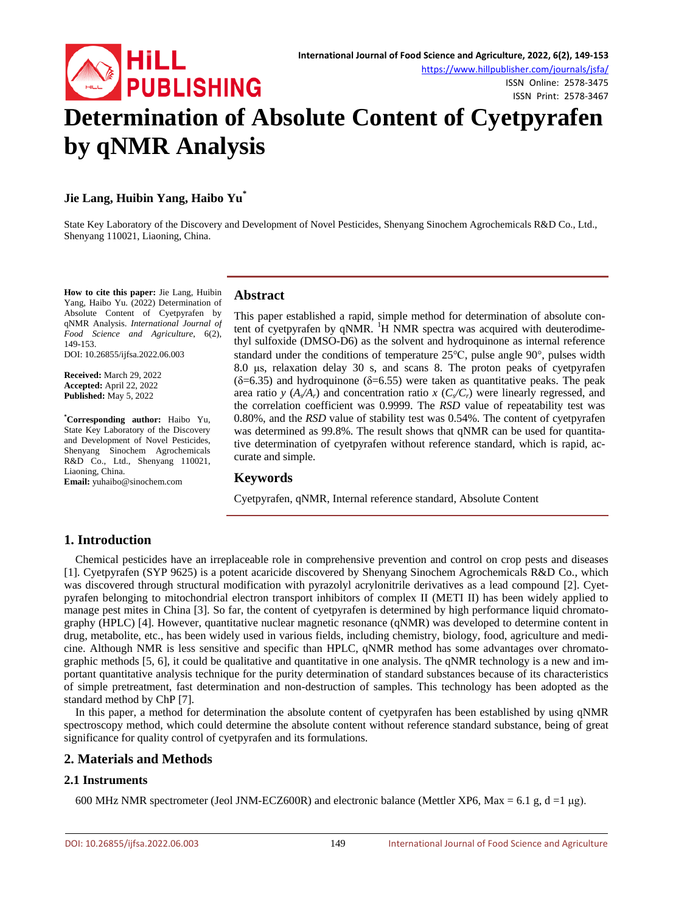# Determination of Absolute Content of Cyetpyrafen by qNMR Analysis

**Jie Lang, Huibin Yang, Haibo Yu***

State Key Laboratory of the Discovery and Development of Novel Pesticides, Shenyang Sinochem Agrochemicals R&D Co., Ltd., Shenyang 110021, Liaoning, China.

**How to cite this paper:** Jie Lang, Huibin Yang, Haibo Yu. (2022) Determination of Absolute Content of Cyetpyrafen by qNMR Analysis. *International Journal of Food Science and Agriculture*, 6(2), 149-153.
DOI: 10.26855/ijfsa.2022.06.003

**Received:** March 29, 2022
**Accepted:** April 22, 2022
**Published:** May 5, 2022

***Corresponding author:** Haibo Yu, State Key Laboratory of the Discovery and Development of Novel Pesticides, Shenyang Sinochem Agrochemicals R&D Co., Ltd., Shenyang 110021, Liaoning, China.
**Email:** yuhaibo@sinochem.com

## Abstract

This paper established a rapid, simple method for determination of absolute content of cyetpyrafen by qNMR. $^1$H NMR spectra was acquired with deuterodimethyl sulfoxide (DMSO-D6) as the solvent and hydroquinone as internal reference standard under the conditions of temperature 25°C, pulse angle 90°, pulses width 8.0 μs, relaxation delay 30 s, and scans 8. The proton peaks of cyetpyrafen (δ=6.35) and hydroquinone (δ=6.55) were taken as quantitative peaks. The peak area ratio $y$ ($A_s/A_r$) and concentration ratio $x$ ($C_s/C_r$) were linearly regressed, and the correlation coefficient was 0.9999. The *RSD* value of repeatability test was 0.80%, and the *RSD* value of stability test was 0.54%. The content of cyetpyrafen was determined as 99.8%. The result shows that qNMR can be used for quantitative determination of cyetpyrafen without reference standard, which is rapid, accurate and simple.

## Keywords

Cyetpyrafen, qNMR, Internal reference standard, Absolute Content

## 1. Introduction

Chemical pesticides have an irreplaceable role in comprehensive prevention and control on crop pests and diseases [1]. Cyetpyrafen (SYP 9625) is a potent acaricide discovered by Shenyang Sinochem Agrochemicals R&D Co., which was discovered through structural modification with pyrazolyl acrylonitrile derivatives as a lead compound [2]. Cyetpyrafen belonging to mitochondrial electron transport inhibitors of complex II (METI II) has been widely applied to manage pest mites in China [3]. So far, the content of cyetpyrafen is determined by high performance liquid chromatography (HPLC) [4]. However, quantitative nuclear magnetic resonance (qNMR) was developed to determine content in drug, metabolite, etc., has been widely used in various fields, including chemistry, biology, food, agriculture and medicine. Although NMR is less sensitive and specific than HPLC, qNMR method has some advantages over chromatographic methods [5, 6], it could be qualitative and quantitative in one analysis. The qNMR technology is a new and important quantitative analysis technique for the purity determination of standard substances because of its characteristics of simple pretreatment, fast determination and non-destruction of samples. This technology has been adopted as the standard method by ChP [7].

In this paper, a method for determination the absolute content of cyetpyrafen has been established by using qNMR spectroscopy method, which could determine the absolute content without reference standard substance, being of great significance for quality control of cyetpyrafen and its formulations.

## 2. Materials and Methods

### 2.1 Instruments

600 MHz NMR spectrometer (Jeol JNM-ECZ600R) and electronic balance (Mettler XP6, Max = 6.1 g, d =1 μg).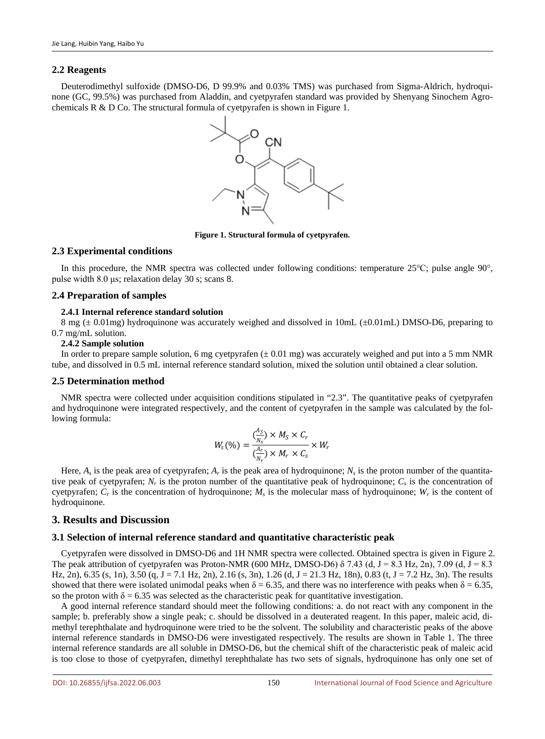### 2.2 Reagents

Deuterodimethyl sulfoxide (DMSO-D6, D 99.9% and 0.03% TMS) was purchased from Sigma-Aldrich, hydroquinone (GC, 99.5%) was purchased from Aladdin, and cyetpyrafen standard was provided by Shenyang Sinochem Agrochemicals R & D Co. The structural formula of cyetpyrafen is shown in Figure 1.

**Figure 1. Structural formula of cyetpyrafen.**

### 2.3 Experimental conditions

In this procedure, the NMR spectra was collected under following conditions: temperature 25℃; pulse angle 90°, pulse width 8.0 μs; relaxation delay 30 s; scans 8.

### 2.4 Preparation of samples

#### 2.4.1 Internal reference standard solution

8 mg (± 0.01mg) hydroquinone was accurately weighed and dissolved in 10mL (±0.01mL) DMSO-D6, preparing to 0.7 mg/mL solution.

#### 2.4.2 Sample solution

In order to prepare sample solution, 6 mg cyetpyrafen (± 0.01 mg) was accurately weighed and put into a 5 mm NMR tube, and dissolved in 0.5 mL internal reference standard solution, mixed the solution until obtained a clear solution.

### 2.5 Determination method

NMR spectra were collected under acquisition conditions stipulated in "2.3". The quantitative peaks of cyetpyrafen and hydroquinone were integrated respectively, and the content of cyetpyrafen in the sample was calculated by the following formula:

$$W_s(\%) = \frac{(\frac{A_S}{N_S}) \times M_S \times C_r}{(\frac{A_r}{N_r}) \times M_r \times C_s} \times W_r$$

Here, $A_s$ is the peak area of cyetpyrafen; $A_r$ is the peak area of hydroquinone; $N_s$ is the proton number of the quantitative peak of cyetpyrafen; $N_r$ is the proton number of the quantitative peak of hydroquinone; $C_s$ is the concentration of cyetpyrafen; $C_r$ is the concentration of hydroquinone; $M_s$ is the molecular mass of hydroquinone; $W_r$ is the content of hydroquinone.

## 3. Results and Discussion

### 3.1 Selection of internal reference standard and quantitative characteristic peak

Cyetpyrafen were dissolved in DMSO-D6 and 1H NMR spectra were collected. Obtained spectra is given in Figure 2. The peak attribution of cyetpyrafen was Proton-NMR (600 MHz, DMSO-D6) δ 7.43 (d, J = 8.3 Hz, 2n), 7.09 (d, J = 8.3 Hz, 2n), 6.35 (s, 1n), 3.50 (q, J = 7.1 Hz, 2n), 2.16 (s, 3n), 1.26 (d, J = 21.3 Hz, 18n), 0.83 (t, J = 7.2 Hz, 3n). The results showed that there were isolated unimodal peaks when δ = 6.35, and there was no interference with peaks when δ = 6.35, so the proton with δ = 6.35 was selected as the characteristic peak for quantitative investigation.

A good internal reference standard should meet the following conditions: a. do not react with any component in the sample; b. preferably show a single peak; c. should be dissolved in a deuterated reagent. In this paper, maleic acid, dimethyl terephthalate and hydroquinone were tried to be the solvent. The solubility and characteristic peaks of the above internal reference standards in DMSO-D6 were investigated respectively. The results are shown in Table 1. The three internal reference standards are all soluble in DMSO-D6, but the chemical shift of the characteristic peak of maleic acid is too close to those of cyetpyrafen, dimethyl terephthalate has two sets of signals, hydroquinone has only one set of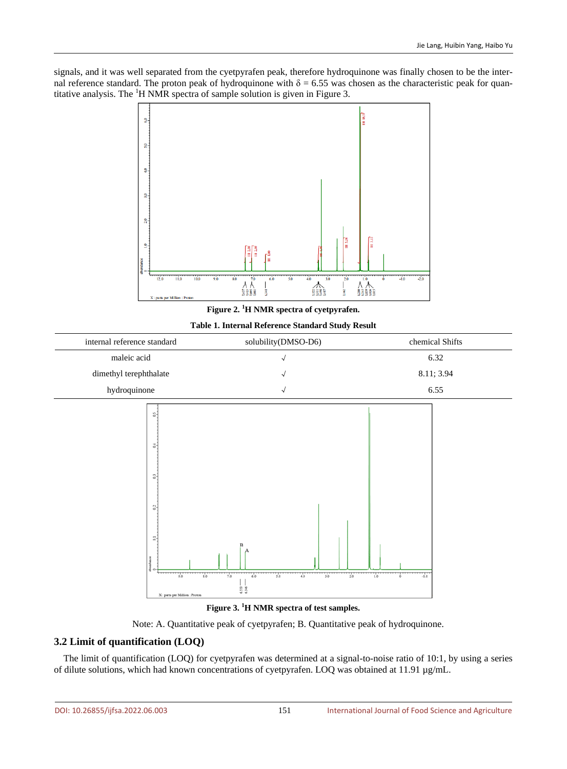signals, and it was well separated from the cyetpyrafen peak, therefore hydroquinone was finally chosen to be the internal reference standard. The proton peak of hydroquinone with δ = 6.55 was chosen as the characteristic peak for quantitative analysis. The $^{1}H$ NMR spectra of sample solution is given in Figure 3.

**Figure 2. $^{1}H$ NMR spectra of cyetpyrafen.**

**Table 1. Internal Reference Standard Study Result**

| internal reference standard | solubility(DMSO-D6) | chemical Shifts |
|---|---|---|
| maleic acid | √ | 6.32 |
| dimethyl terephthalate | √ | 8.11; 3.94 |
| hydroquinone | √ | 6.55 |

**Figure 3. $^{1}H$ NMR spectra of test samples.**

Note: A. Quantitative peak of cyetpyrafen; B. Quantitative peak of hydroquinone.

## 3.2 Limit of quantification (LOQ)

The limit of quantification (LOQ) for cyetpyrafen was determined at a signal-to-noise ratio of 10:1, by using a series of dilute solutions, which had known concentrations of cyetpyrafen. LOQ was obtained at 11.91 μg/mL.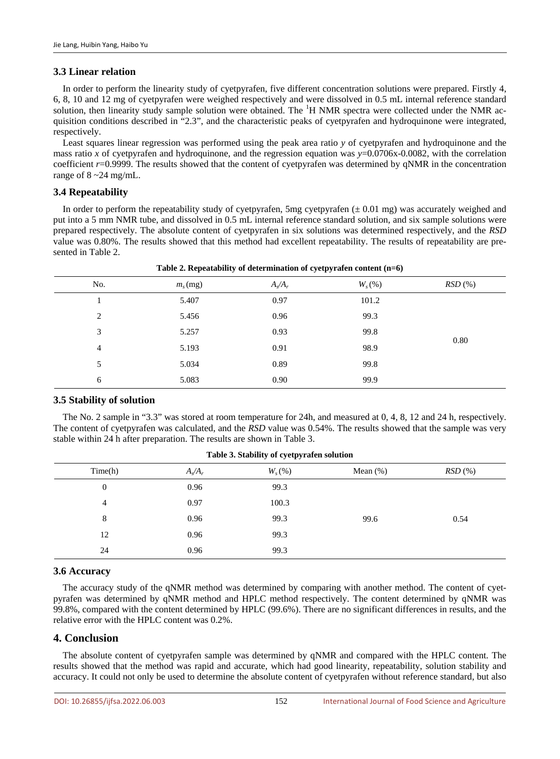### 3.3 Linear relation

In order to perform the linearity study of cyetpyrafen, five different concentration solutions were prepared. Firstly 4, 6, 8, 10 and 12 mg of cyetpyrafen were weighed respectively and were dissolved in 0.5 mL internal reference standard solution, then linearity study sample solution were obtained. The $^1$H NMR spectra were collected under the NMR acquisition conditions described in "2.3", and the characteristic peaks of cyetpyrafen and hydroquinone were integrated, respectively.

Least squares linear regression was performed using the peak area ratio *y* of cyetpyrafen and hydroquinone and the mass ratio *x* of cyetpyrafen and hydroquinone, and the regression equation was $y$=0.0706x-0.0082, with the correlation coefficient $r$=0.9999. The results showed that the content of cyetpyrafen was determined by qNMR in the concentration range of 8 ~24 mg/mL.

### 3.4 Repeatability

In order to perform the repeatability study of cyetpyrafen, 5mg cyetpyrafen (± 0.01 mg) was accurately weighed and put into a 5 mm NMR tube, and dissolved in 0.5 mL internal reference standard solution, and six sample solutions were prepared respectively. The absolute content of cyetpyrafen in six solutions was determined respectively, and the *RSD* value was 0.80%. The results showed that this method had excellent repeatability. The results of repeatability are presented in Table 2.

**Table 2. Repeatability of determination of cyetpyrafen content (n=6)**

| No. | $m_s$ (mg) | $A_s/A_r$ | $W_s$ (%) | *RSD* (%) |
|---|---|---|---|---|
| 1 | 5.407 | 0.97 | 101.2 | |
| 2 | 5.456 | 0.96 | 99.3 | |
| 3 | 5.257 | 0.93 | 99.8 | |
| 4 | 5.193 | 0.91 | 98.9 | 0.80 |
| 5 | 5.034 | 0.89 | 99.8 | |
| 6 | 5.083 | 0.90 | 99.9 | |

### 3.5 Stability of solution

The No. 2 sample in "3.3" was stored at room temperature for 24h, and measured at 0, 4, 8, 12 and 24 h, respectively. The content of cyetpyrafen was calculated, and the *RSD* value was 0.54%. The results showed that the sample was very stable within 24 h after preparation. The results are shown in Table 3.

**Table 3. Stability of cyetpyrafen solution**

| Time(h) | $A_s/A_r$ | $W_s$ (%) | Mean (%) | *RSD* (%) |
|---|---|---|---|---|
| 0 | 0.96 | 99.3 | | |
| 4 | 0.97 | 100.3 | | |
| 8 | 0.96 | 99.3 | 99.6 | 0.54 |
| 12 | 0.96 | 99.3 | | |
| 24 | 0.96 | 99.3 | | |

### 3.6 Accuracy

The accuracy study of the qNMR method was determined by comparing with another method. The content of cyetpyrafen was determined by qNMR method and HPLC method respectively. The content determined by qNMR was 99.8%, compared with the content determined by HPLC (99.6%). There are no significant differences in results, and the relative error with the HPLC content was 0.2%.

## 4. Conclusion

The absolute content of cyetpyrafen sample was determined by qNMR and compared with the HPLC content. The results showed that the method was rapid and accurate, which had good linearity, repeatability, solution stability and accuracy. It could not only be used to determine the absolute content of cyetpyrafen without reference standard, but also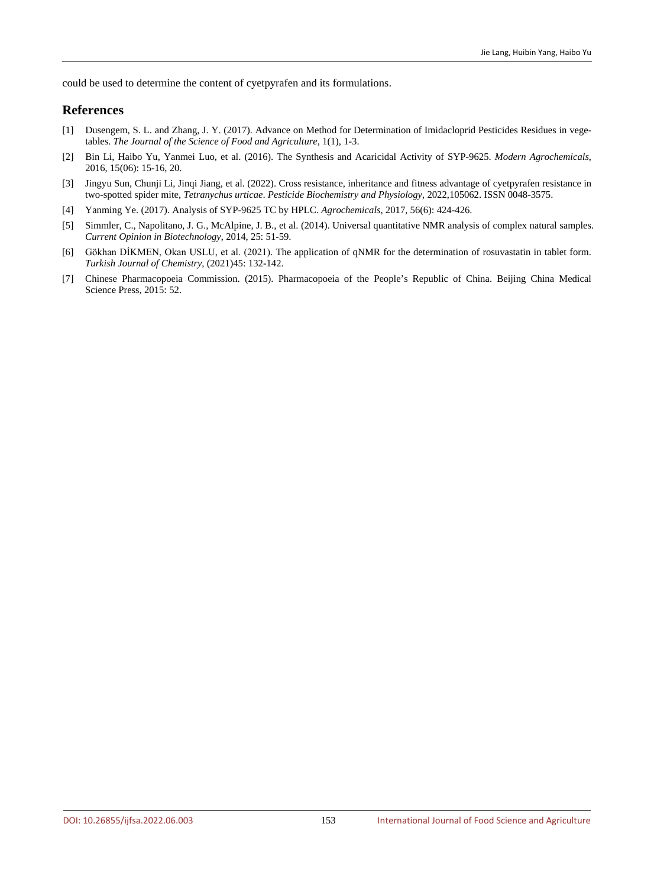could be used to determine the content of cyetpyrafen and its formulations.

## References

[1] Dusengem, S. L. and Zhang, J. Y. (2017). Advance on Method for Determination of Imidacloprid Pesticides Residues in vegetables. *The Journal of the Science of Food and Agriculture*, 1(1), 1-3.

[2] Bin Li, Haibo Yu, Yanmei Luo, et al. (2016). The Synthesis and Acaricidal Activity of SYP-9625. *Modern Agrochemicals*, 2016, 15(06): 15-16, 20.

[3] Jingyu Sun, Chunji Li, Jinqi Jiang, et al. (2022). Cross resistance, inheritance and fitness advantage of cyetpyrafen resistance in two-spotted spider mite, *Tetranychus urticae*. *Pesticide Biochemistry and Physiology*, 2022,105062. ISSN 0048-3575.

[4] Yanming Ye. (2017). Analysis of SYP-9625 TC by HPLC. *Agrochemicals*, 2017, 56(6): 424-426.

[5] Simmler, C., Napolitano, J. G., McAlpine, J. B., et al. (2014). Universal quantitative NMR analysis of complex natural samples. *Current Opinion in Biotechnology*, 2014, 25: 51-59.

[6] Gökhan DİKMEN, Okan USLU, et al. (2021). The application of qNMR for the determination of rosuvastatin in tablet form. *Turkish Journal of Chemistry*, (2021)45: 132-142.

[7] Chinese Pharmacopoeia Commission. (2015). Pharmacopoeia of the People's Republic of China. Beijing China Medical Science Press, 2015: 52.